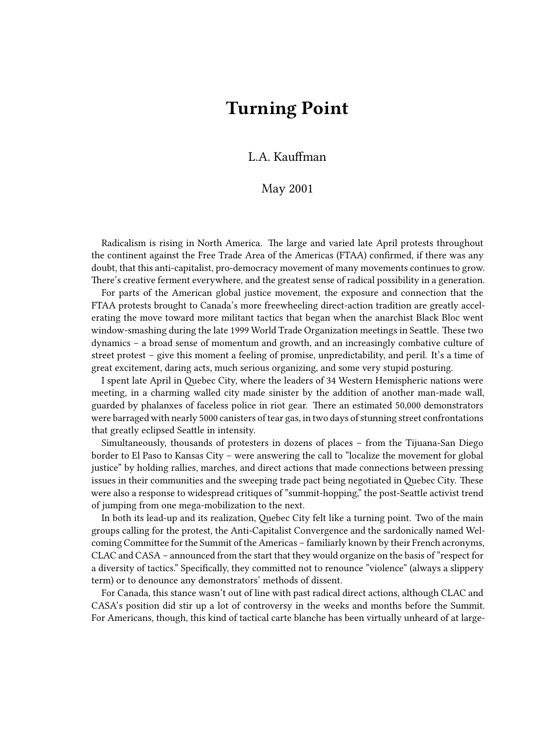# Turning Point

L.A. Kauffman

May 2001

Radicalism is rising in North America. The large and varied late April protests throughout the continent against the Free Trade Area of the Americas (FTAA) confirmed, if there was any doubt, that this anti-capitalist, pro-democracy movement of many movements continues to grow. There's creative ferment everywhere, and the greatest sense of radical possibility in a generation.

For parts of the American global justice movement, the exposure and connection that the FTAA protests brought to Canada's more freewheeling direct-action tradition are greatly accelerating the move toward more militant tactics that began when the anarchist Black Bloc went window-smashing during the late 1999 World Trade Organization meetings in Seattle. These two dynamics – a broad sense of momentum and growth, and an increasingly combative culture of street protest – give this moment a feeling of promise, unpredictability, and peril. It's a time of great excitement, daring acts, much serious organizing, and some very stupid posturing.

I spent late April in Quebec City, where the leaders of 34 Western Hemispheric nations were meeting, in a charming walled city made sinister by the addition of another man-made wall, guarded by phalanxes of faceless police in riot gear. There an estimated 50,000 demonstrators were barraged with nearly 5000 canisters of tear gas, in two days of stunning street confrontations that greatly eclipsed Seattle in intensity.

Simultaneously, thousands of protesters in dozens of places – from the Tijuana-San Diego border to El Paso to Kansas City – were answering the call to "localize the movement for global justice" by holding rallies, marches, and direct actions that made connections between pressing issues in their communities and the sweeping trade pact being negotiated in Quebec City. These were also a response to widespread critiques of "summit-hopping," the post-Seattle activist trend of jumping from one mega-mobilization to the next.

In both its lead-up and its realization, Quebec City felt like a turning point. Two of the main groups calling for the protest, the Anti-Capitalist Convergence and the sardonically named Welcoming Committee for the Summit of the Americas – familiarly known by their French acronyms, CLAC and CASA – announced from the start that they would organize on the basis of "respect for a diversity of tactics." Specifically, they committed not to renounce "violence" (always a slippery term) or to denounce any demonstrators' methods of dissent.

For Canada, this stance wasn't out of line with past radical direct actions, although CLAC and CASA's position did stir up a lot of controversy in the weeks and months before the Summit. For Americans, though, this kind of tactical carte blanche has been virtually unheard of at large-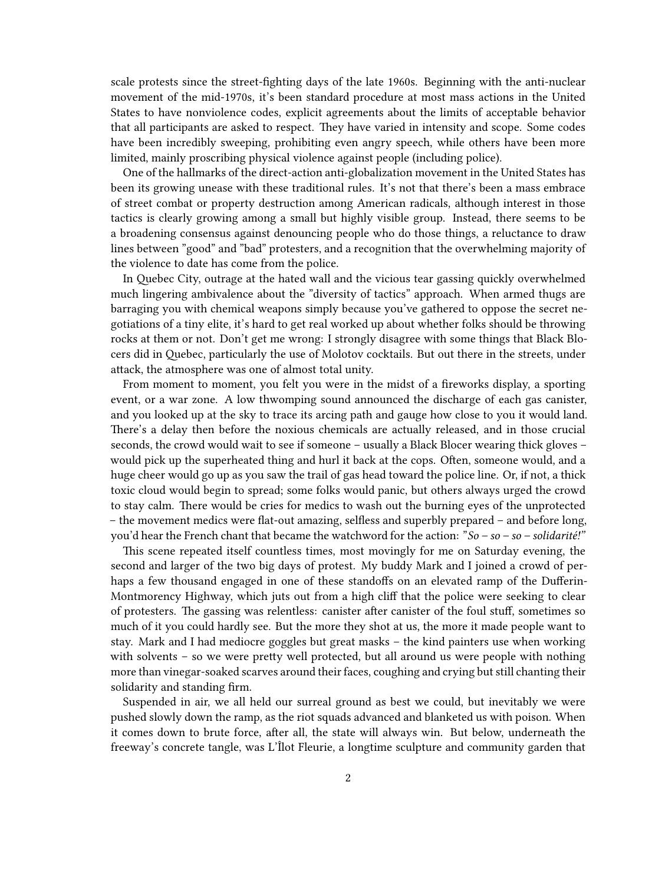scale protests since the street-fighting days of the late 1960s. Beginning with the anti-nuclear movement of the mid-1970s, it's been standard procedure at most mass actions in the United States to have nonviolence codes, explicit agreements about the limits of acceptable behavior that all participants are asked to respect. They have varied in intensity and scope. Some codes have been incredibly sweeping, prohibiting even angry speech, while others have been more limited, mainly proscribing physical violence against people (including police).

One of the hallmarks of the direct-action anti-globalization movement in the United States has been its growing unease with these traditional rules. It's not that there's been a mass embrace of street combat or property destruction among American radicals, although interest in those tactics is clearly growing among a small but highly visible group. Instead, there seems to be a broadening consensus against denouncing people who do those things, a reluctance to draw lines between "good" and "bad" protesters, and a recognition that the overwhelming majority of the violence to date has come from the police.

In Quebec City, outrage at the hated wall and the vicious tear gassing quickly overwhelmed much lingering ambivalence about the "diversity of tactics" approach. When armed thugs are barraging you with chemical weapons simply because you've gathered to oppose the secret negotiations of a tiny elite, it's hard to get real worked up about whether folks should be throwing rocks at them or not. Don't get me wrong: I strongly disagree with some things that Black Blocers did in Quebec, particularly the use of Molotov cocktails. But out there in the streets, under attack, the atmosphere was one of almost total unity.

From moment to moment, you felt you were in the midst of a fireworks display, a sporting event, or a war zone. A low thwomping sound announced the discharge of each gas canister, and you looked up at the sky to trace its arcing path and gauge how close to you it would land. There's a delay then before the noxious chemicals are actually released, and in those crucial seconds, the crowd would wait to see if someone – usually a Black Blocer wearing thick gloves – would pick up the superheated thing and hurl it back at the cops. Often, someone would, and a huge cheer would go up as you saw the trail of gas head toward the police line. Or, if not, a thick toxic cloud would begin to spread; some folks would panic, but others always urged the crowd to stay calm. There would be cries for medics to wash out the burning eyes of the unprotected – the movement medics were flat-out amazing, selfless and superbly prepared – and before long, you'd hear the French chant that became the watchword for the action: "*So – so – so – solidarité!*"

This scene repeated itself countless times, most movingly for me on Saturday evening, the second and larger of the two big days of protest. My buddy Mark and I joined a crowd of perhaps a few thousand engaged in one of these standoffs on an elevated ramp of the Dufferin-Montmorency Highway, which juts out from a high cliff that the police were seeking to clear of protesters. The gassing was relentless: canister after canister of the foul stuff, sometimes so much of it you could hardly see. But the more they shot at us, the more it made people want to stay. Mark and I had mediocre goggles but great masks – the kind painters use when working with solvents – so we were pretty well protected, but all around us were people with nothing more than vinegar-soaked scarves around their faces, coughing and crying but still chanting their solidarity and standing firm.

Suspended in air, we all held our surreal ground as best we could, but inevitably we were pushed slowly down the ramp, as the riot squads advanced and blanketed us with poison. When it comes down to brute force, after all, the state will always win. But below, underneath the freeway's concrete tangle, was L'Îlot Fleurie, a longtime sculpture and community garden that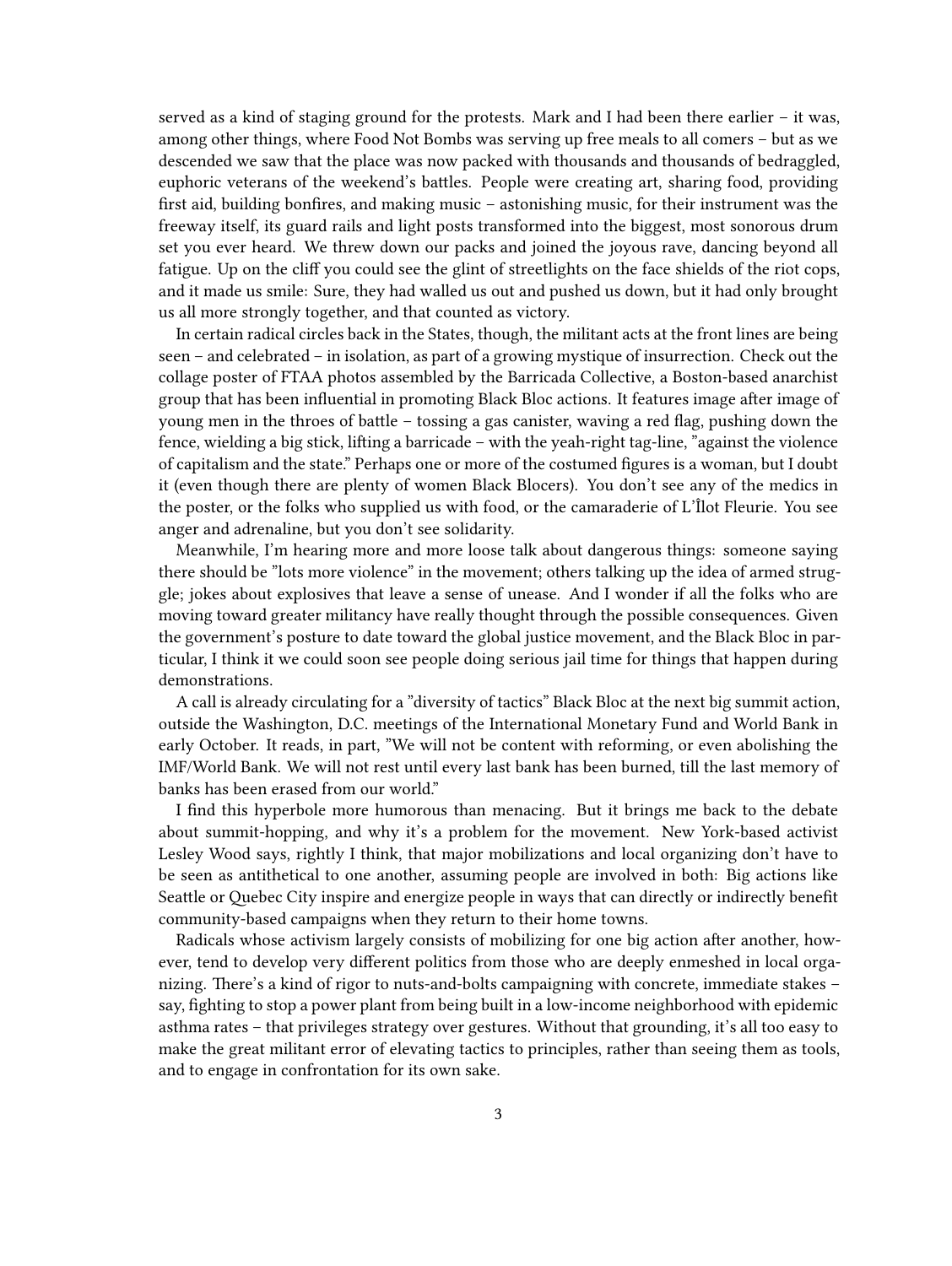served as a kind of staging ground for the protests. Mark and I had been there earlier – it was, among other things, where Food Not Bombs was serving up free meals to all comers – but as we descended we saw that the place was now packed with thousands and thousands of bedraggled, euphoric veterans of the weekend's battles. People were creating art, sharing food, providing first aid, building bonfires, and making music – astonishing music, for their instrument was the freeway itself, its guard rails and light posts transformed into the biggest, most sonorous drum set you ever heard. We threw down our packs and joined the joyous rave, dancing beyond all fatigue. Up on the cliff you could see the glint of streetlights on the face shields of the riot cops, and it made us smile: Sure, they had walled us out and pushed us down, but it had only brought us all more strongly together, and that counted as victory.

In certain radical circles back in the States, though, the militant acts at the front lines are being seen – and celebrated – in isolation, as part of a growing mystique of insurrection. Check out the collage poster of FTAA photos assembled by the Barricada Collective, a Boston-based anarchist group that has been influential in promoting Black Bloc actions. It features image after image of young men in the throes of battle – tossing a gas canister, waving a red flag, pushing down the fence, wielding a big stick, lifting a barricade – with the yeah-right tag-line, "against the violence of capitalism and the state." Perhaps one or more of the costumed figures is a woman, but I doubt it (even though there are plenty of women Black Blocers). You don't see any of the medics in the poster, or the folks who supplied us with food, or the camaraderie of L'Îlot Fleurie. You see anger and adrenaline, but you don't see solidarity.

Meanwhile, I'm hearing more and more loose talk about dangerous things: someone saying there should be "lots more violence" in the movement; others talking up the idea of armed struggle; jokes about explosives that leave a sense of unease. And I wonder if all the folks who are moving toward greater militancy have really thought through the possible consequences. Given the government's posture to date toward the global justice movement, and the Black Bloc in particular, I think it we could soon see people doing serious jail time for things that happen during demonstrations.

A call is already circulating for a "diversity of tactics" Black Bloc at the next big summit action, outside the Washington, D.C. meetings of the International Monetary Fund and World Bank in early October. It reads, in part, "We will not be content with reforming, or even abolishing the IMF/World Bank. We will not rest until every last bank has been burned, till the last memory of banks has been erased from our world."

I find this hyperbole more humorous than menacing. But it brings me back to the debate about summit-hopping, and why it's a problem for the movement. New York-based activist Lesley Wood says, rightly I think, that major mobilizations and local organizing don't have to be seen as antithetical to one another, assuming people are involved in both: Big actions like Seattle or Quebec City inspire and energize people in ways that can directly or indirectly benefit community-based campaigns when they return to their home towns.

Radicals whose activism largely consists of mobilizing for one big action after another, however, tend to develop very different politics from those who are deeply enmeshed in local organizing. There's a kind of rigor to nuts-and-bolts campaigning with concrete, immediate stakes – say, fighting to stop a power plant from being built in a low-income neighborhood with epidemic asthma rates – that privileges strategy over gestures. Without that grounding, it's all too easy to make the great militant error of elevating tactics to principles, rather than seeing them as tools, and to engage in confrontation for its own sake.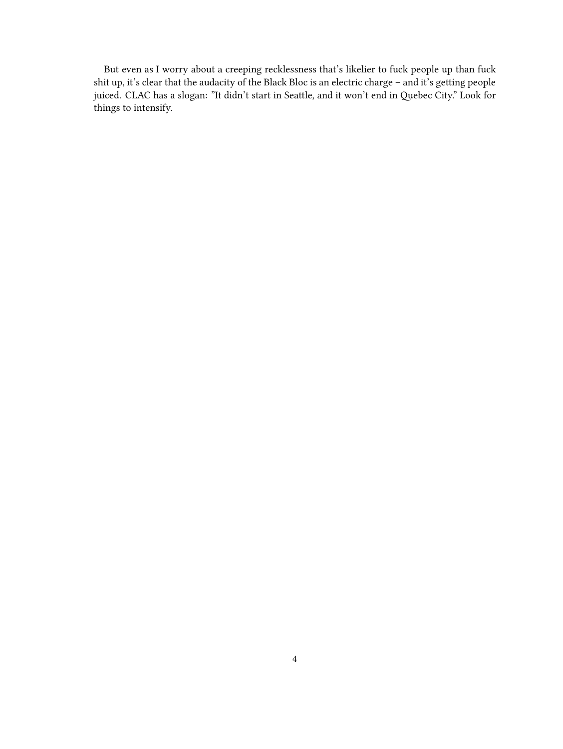But even as I worry about a creeping recklessness that's likelier to fuck people up than fuck shit up, it's clear that the audacity of the Black Bloc is an electric charge – and it's getting people juiced. CLAC has a slogan: "It didn't start in Seattle, and it won't end in Quebec City." Look for things to intensify.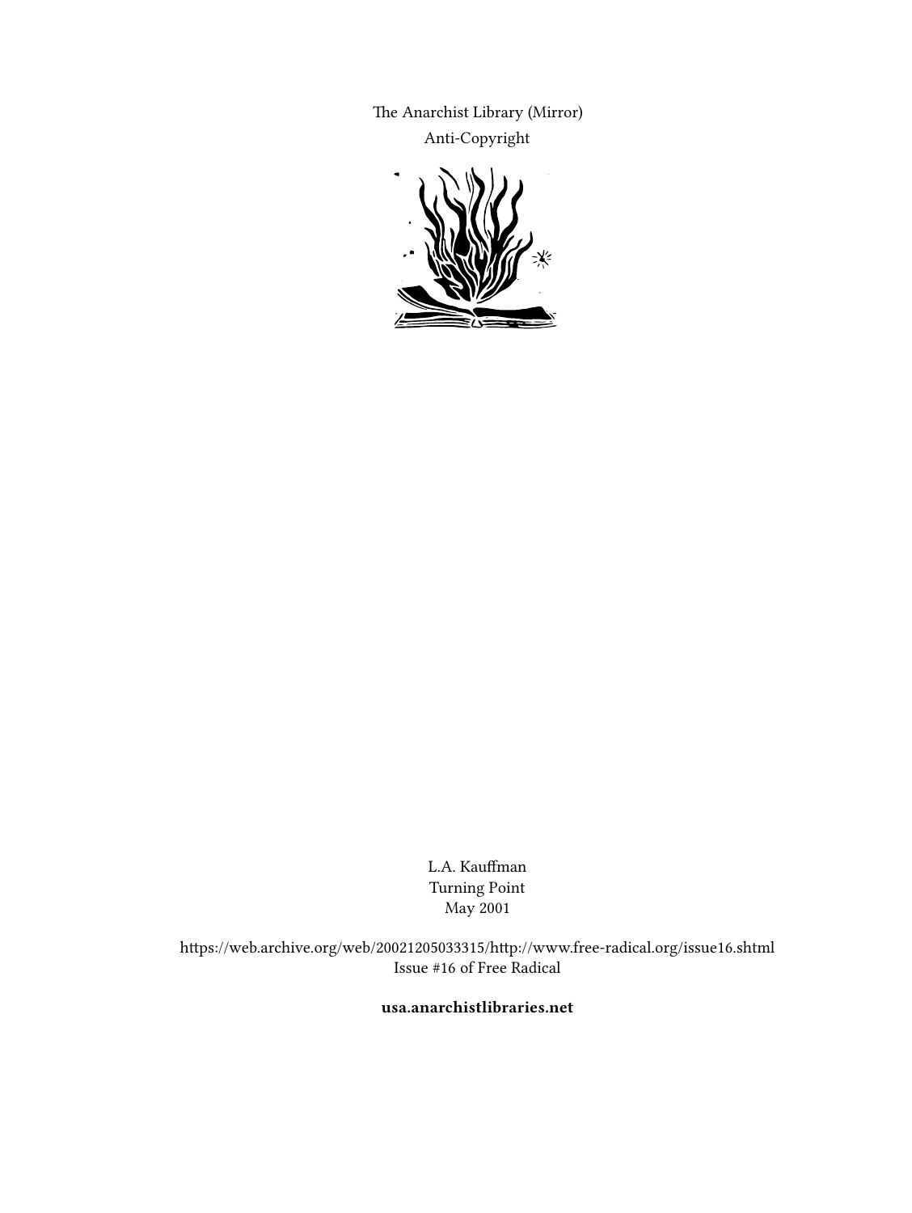The Anarchist Library (Mirror)
Anti-Copyright

L.A. Kauffman
Turning Point
May 2001

https://web.archive.org/web/20021205033315/http://www.free-radical.org/issue16.shtml
Issue #16 of Free Radical

**usa.anarchistlibraries.net**